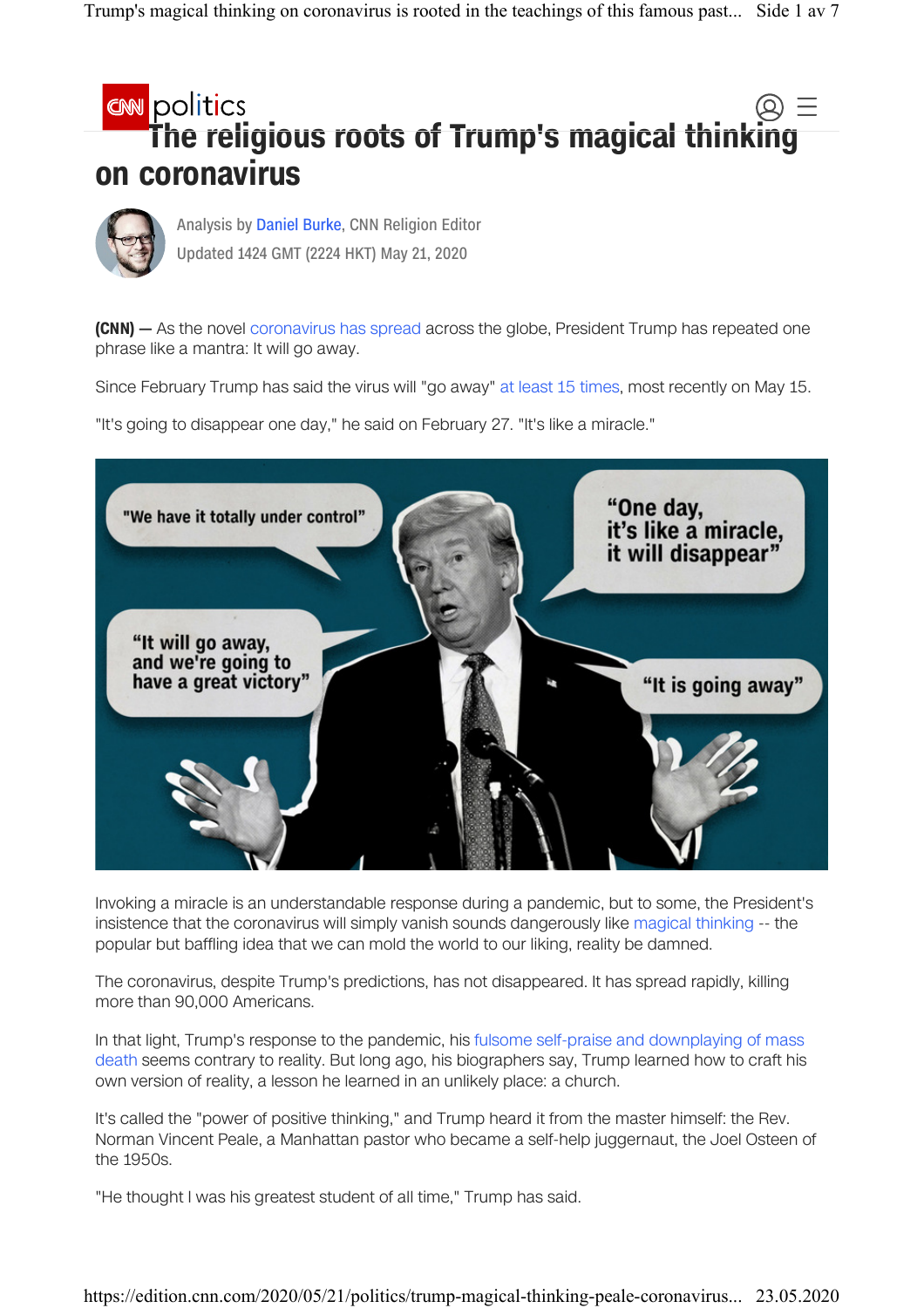# The religious roots of Trump's magical thinking on coronavirus

Analysis by Daniel Burke, CNN Religion Editor

Updated 1424 GMT (2224 HKT) May 21, 2020

**(CNN) —** As the novel coronavirus has spread across the globe, President Trump has repeated one phrase like a mantra: It will go away.

Since February Trump has said the virus will "go away" at least 15 times, most recently on May 15.

"It's going to disappear one day," he said on February 27. "It's like a miracle."

Invoking a miracle is an understandable response during a pandemic, but to some, the President's insistence that the coronavirus will simply vanish sounds dangerously like magical thinking -- the popular but baffling idea that we can mold the world to our liking, reality be damned.

The coronavirus, despite Trump's predictions, has not disappeared. It has spread rapidly, killing more than 90,000 Americans.

In that light, Trump's response to the pandemic, his fulsome self-praise and downplaying of mass death seems contrary to reality. But long ago, his biographers say, Trump learned how to craft his own version of reality, a lesson he learned in an unlikely place: a church.

It's called the "power of positive thinking," and Trump heard it from the master himself: the Rev. Norman Vincent Peale, a Manhattan pastor who became a self-help juggernaut, the Joel Osteen of the 1950s.

"He thought I was his greatest student of all time," Trump has said.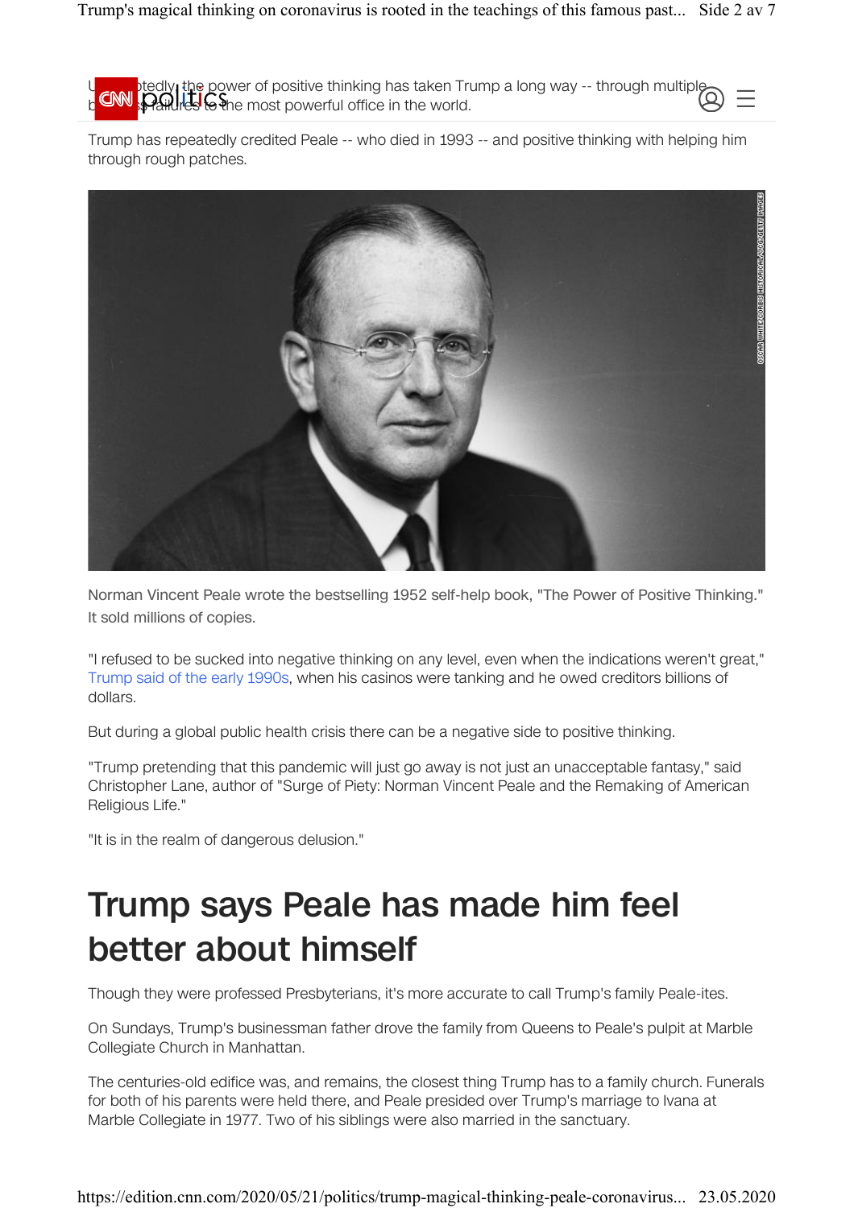Undoubtedly, the power of positive thinking has taken Trump a long way -- through multiple business failures to the most powerful office in the world.

Trump has repeatedly credited Peale -- who died in 1993 -- and positive thinking with helping him through rough patches.

Norman Vincent Peale wrote the bestselling 1952 self-help book, "The Power of Positive Thinking." It sold millions of copies.

"I refused to be sucked into negative thinking on any level, even when the indications weren't great," Trump said of the early 1990s, when his casinos were tanking and he owed creditors billions of dollars.

But during a global public health crisis there can be a negative side to positive thinking.

"Trump pretending that this pandemic will just go away is not just an unacceptable fantasy," said Christopher Lane, author of "Surge of Piety: Norman Vincent Peale and the Remaking of American Religious Life."

"It is in the realm of dangerous delusion."

## Trump says Peale has made him feel better about himself

Though they were professed Presbyterians, it's more accurate to call Trump's family Peale-ites.

On Sundays, Trump's businessman father drove the family from Queens to Peale's pulpit at Marble Collegiate Church in Manhattan.

The centuries-old edifice was, and remains, the closest thing Trump has to a family church. Funerals for both of his parents were held there, and Peale presided over Trump's marriage to Ivana at Marble Collegiate in 1977. Two of his siblings were also married in the sanctuary.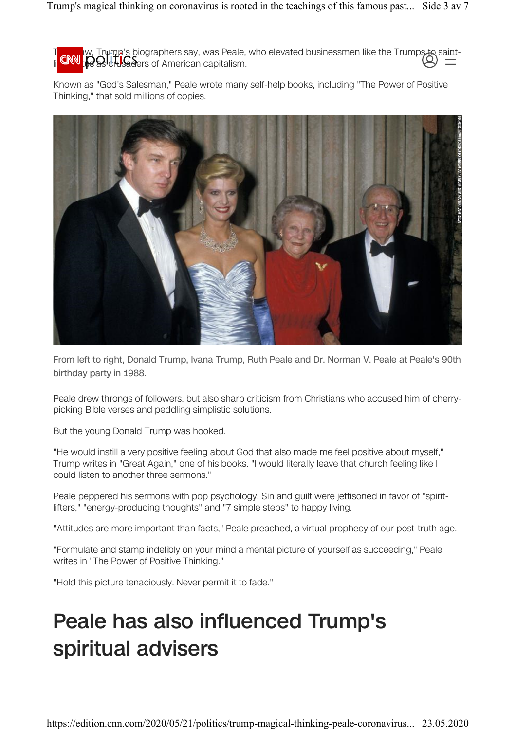The key to Trump's worldview, Trump's biographers say, was Peale, who elevated businessmen like the Trumps to saint-like status as crusaders of American capitalism.

Known as "God's Salesman," Peale wrote many self-help books, including "The Power of Positive Thinking," that sold millions of copies.

From left to right, Donald Trump, Ivana Trump, Ruth Peale and Dr. Norman V. Peale at Peale's 90th birthday party in 1988.

Peale drew throngs of followers, but also sharp criticism from Christians who accused him of cherry-picking Bible verses and peddling simplistic solutions.

But the young Donald Trump was hooked.

"He would instill a very positive feeling about God that also made me feel positive about myself," Trump writes in "Great Again," one of his books. "I would literally leave that church feeling like I could listen to another three sermons."

Peale peppered his sermons with pop psychology. Sin and guilt were jettisoned in favor of "spirit-lifters," "energy-producing thoughts" and "7 simple steps" to happy living.

"Attitudes are more important than facts," Peale preached, a virtual prophecy of our post-truth age.

"Formulate and stamp indelibly on your mind a mental picture of yourself as succeeding," Peale writes in "The Power of Positive Thinking."

"Hold this picture tenaciously. Never permit it to fade."

## Peale has also influenced Trump's spiritual advisers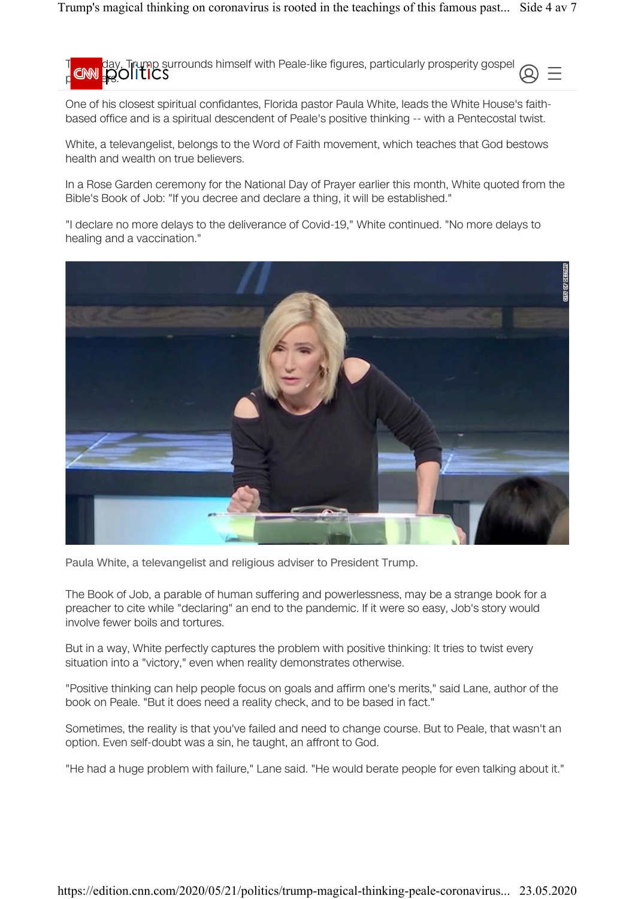Today, Trump surrounds himself with Peale-like figures, particularly prosperity gospel preachers.

One of his closest spiritual confidantes, Florida pastor Paula White, leads the White House's faith-based office and is a spiritual descendent of Peale's positive thinking -- with a Pentecostal twist.

White, a televangelist, belongs to the Word of Faith movement, which teaches that God bestows health and wealth on true believers.

In a Rose Garden ceremony for the National Day of Prayer earlier this month, White quoted from the Bible's Book of Job: "If you decree and declare a thing, it will be established."

"I declare no more delays to the deliverance of Covid-19," White continued. "No more delays to healing and a vaccination."

Paula White, a televangelist and religious adviser to President Trump.

The Book of Job, a parable of human suffering and powerlessness, may be a strange book for a preacher to cite while "declaring" an end to the pandemic. If it were so easy, Job's story would involve fewer boils and tortures.

But in a way, White perfectly captures the problem with positive thinking: It tries to twist every situation into a "victory," even when reality demonstrates otherwise.

"Positive thinking can help people focus on goals and affirm one's merits," said Lane, author of the book on Peale. "But it does need a reality check, and to be based in fact."

Sometimes, the reality is that you've failed and need to change course. But to Peale, that wasn't an option. Even self-doubt was a sin, he taught, an affront to God.

"He had a huge problem with failure," Lane said. "He would berate people for even talking about it."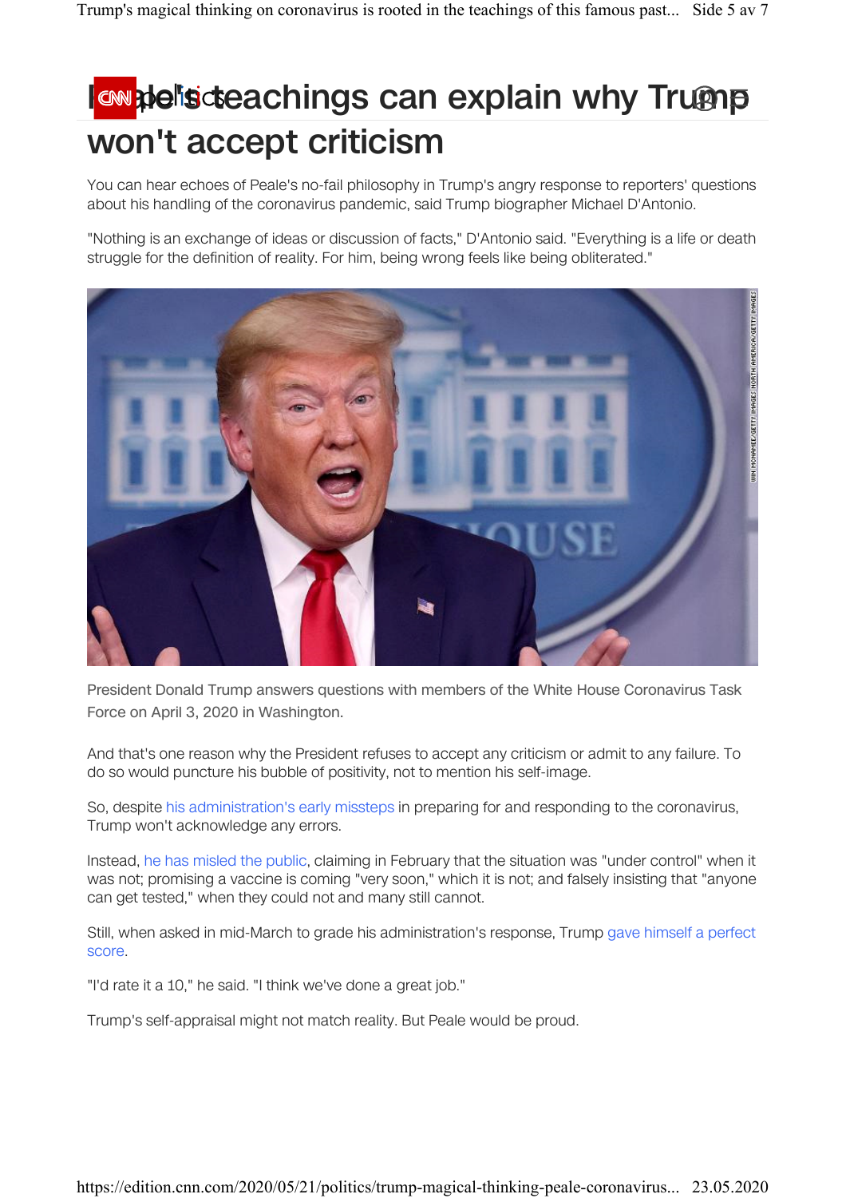# Peale's teachings can explain why Trump won't accept criticism

You can hear echoes of Peale's no-fail philosophy in Trump's angry response to reporters' questions about his handling of the coronavirus pandemic, said Trump biographer Michael D'Antonio.

"Nothing is an exchange of ideas or discussion of facts," D'Antonio said. "Everything is a life or death struggle for the definition of reality. For him, being wrong feels like being obliterated."

President Donald Trump answers questions with members of the White House Coronavirus Task Force on April 3, 2020 in Washington.

And that's one reason why the President refuses to accept any criticism or admit to any failure. To do so would puncture his bubble of positivity, not to mention his self-image.

So, despite his administration's early missteps in preparing for and responding to the coronavirus, Trump won't acknowledge any errors.

Instead, he has misled the public, claiming in February that the situation was "under control" when it was not; promising a vaccine is coming "very soon," which it is not; and falsely insisting that "anyone can get tested," when they could not and many still cannot.

Still, when asked in mid-March to grade his administration's response, Trump gave himself a perfect score.

"I'd rate it a 10," he said. "I think we've done a great job."

Trump's self-appraisal might not match reality. But Peale would be proud.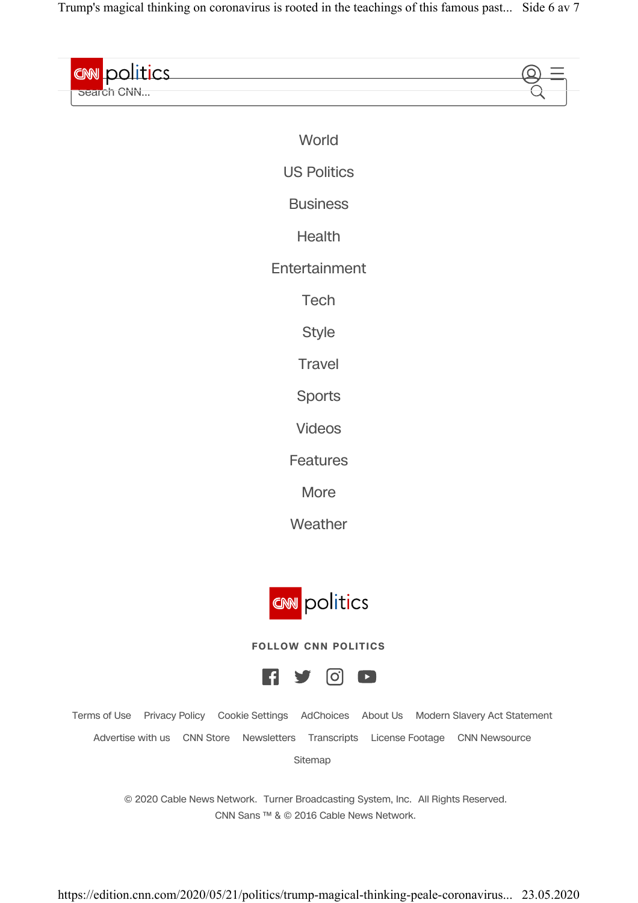CNN politics

Search CNN...

World

US Politics

Business

Health

Entertainment

Tech

Style

Travel

Sports

Videos

Features

More

Weather

CNN politics

FOLLOW CNN POLITICS

Terms of Use Privacy Policy Cookie Settings AdChoices About Us Modern Slavery Act Statement

Advertise with us CNN Store Newsletters Transcripts License Footage CNN Newsource

Sitemap

© 2020 Cable News Network. Turner Broadcasting System, Inc. All Rights Reserved.
CNN Sans ™ & © 2016 Cable News Network.